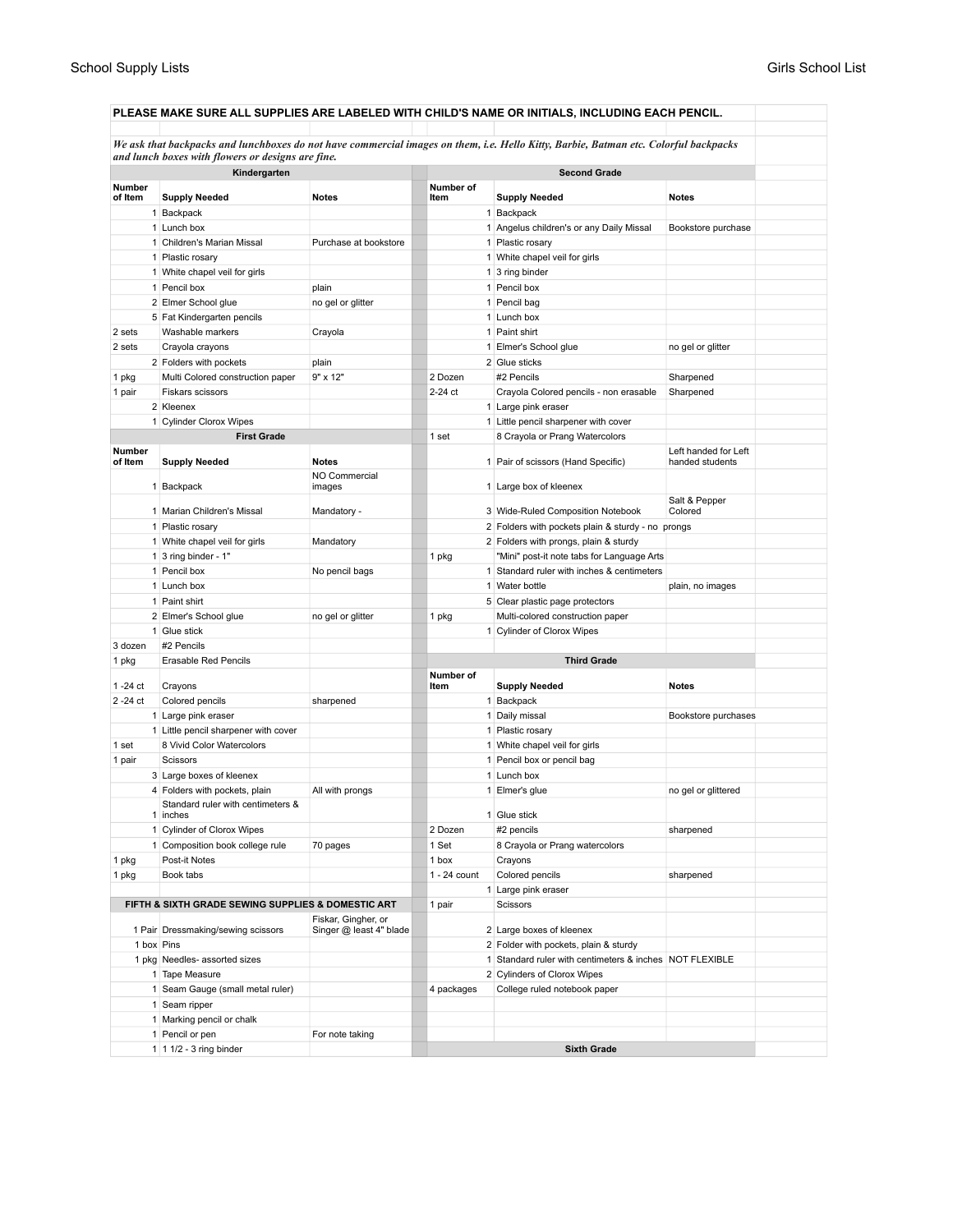**PLEASE MAKE SURE ALL SUPPLIES ARE LABELED WITH CHILD'S NAME OR INITIALS, INCLUDING EACH PENCIL.**

***We ask that backpacks and lunchboxes do not have commercial images on them, i.e. Hello Kitty, Barbie, Batman etc. Colorful backpacks and lunch boxes with flowers or designs are fine.***

## Kindergarten

| Number of Item | Supply Needed | Notes |
|---|---|---|
| 1 | Backpack | |
| 1 | Lunch box | |
| 1 | Children's Marian Missal | Purchase at bookstore |
| 1 | Plastic rosary | |
| 1 | White chapel veil for girls | |
| 1 | Pencil box | plain |
| 2 | Elmer School glue | no gel or glitter |
| 5 | Fat Kindergarten pencils | |
| 2 sets | Washable markers | Crayola |
| 2 sets | Crayola crayons | |
| 2 | Folders with pockets | plain |
| 1 pkg | Multi Colored construction paper | 9" x 12" |
| 1 pair | Fiskars scissors | |
| 2 | Kleenex | |
| 1 | Cylinder Clorox Wipes | |

## First Grade

| Number of Item | Supply Needed | Notes |
|---|---|---|
| 1 | Backpack | NO Commercial images |
| 1 | Marian Children's Missal | Mandatory - |
| 1 | Plastic rosary | |
| 1 | White chapel veil for girls | Mandatory |
| 1 | 3 ring binder - 1" | |
| 1 | Pencil box | No pencil bags |
| 1 | Lunch box | |
| 1 | Paint shirt | |
| 2 | Elmer's School glue | no gel or glitter |
| 1 | Glue stick | |
| 3 dozen | #2 Pencils | |
| 1 pkg | Erasable Red Pencils | |
| 1 -24 ct | Crayons | |
| 2 -24 ct | Colored pencils | sharpened |
| 1 | Large pink eraser | |
| 1 | Little pencil sharpener with cover | |
| 1 set | 8 Vivid Color Watercolors | |
| 1 pair | Scissors | |
| 3 | Large boxes of kleenex | |
| 4 | Folders with pockets, plain | All with prongs |
| 1 | Standard ruler with centimeters & inches | |
| 1 | Cylinder of Clorox Wipes | |
| 1 | Composition book college rule | 70 pages |
| 1 pkg | Post-it Notes | |
| 1 pkg | Book tabs | |

## FIFTH & SIXTH GRADE SEWING SUPPLIES & DOMESTIC ART

| Number of Item | Supply Needed | Notes |
|---|---|---|
| 1 Pair | Dressmaking/sewing scissors | Fiskar, Gingher, or Singer @ least 4" blade |
| 1 box | Pins | |
| 1 pkg | Needles- assorted sizes | |
| 1 | Tape Measure | |
| 1 | Seam Gauge (small metal ruler) | |
| 1 | Seam ripper | |
| 1 | Marking pencil or chalk | |
| 1 | Pencil or pen | For note taking |
| 1 | 1 1/2 - 3 ring binder | |

## Second Grade

| Number of Item | Supply Needed | Notes |
|---|---|---|
| 1 | Backpack | |
| 1 | Angelus children's or any Daily Missal | Bookstore purchase |
| 1 | Plastic rosary | |
| 1 | White chapel veil for girls | |
| 1 | 3 ring binder | |
| 1 | Pencil box | |
| 1 | Pencil bag | |
| 1 | Lunch box | |
| 1 | Paint shirt | |
| 1 | Elmer's School glue | no gel or glitter |
| 2 | Glue sticks | |
| 2 Dozen | #2 Pencils | Sharpened |
| 2-24 ct | Crayola Colored pencils - non erasable | Sharpened |
| 1 | Large pink eraser | |
| 1 | Little pencil sharpener with cover | |
| 1 set | 8 Crayola or Prang Watercolors | |
| 1 | Pair of scissors (Hand Specific) | Left handed for Left handed students |
| 1 | Large box of kleenex | |
| 3 | Wide-Ruled Composition Notebook | Salt & Pepper Colored |
| 2 | Folders with pockets plain & sturdy - no prongs | |
| 2 | Folders with prongs, plain & sturdy | |
| 1 pkg | "Mini" post-it note tabs for Language Arts | |
| 1 | Standard ruler with inches & centimeters | |
| 1 | Water bottle | plain, no images |
| 5 | Clear plastic page protectors | |
| 1 pkg | Multi-colored construction paper | |
| 1 | Cylinder of Clorox Wipes | |

## Third Grade

| Number of Item | Supply Needed | Notes |
|---|---|---|
| 1 | Backpack | |
| 1 | Daily missal | Bookstore purchases |
| 1 | Plastic rosary | |
| 1 | White chapel veil for girls | |
| 1 | Pencil box or pencil bag | |
| 1 | Lunch box | |
| 1 | Elmer's glue | no gel or glittered |
| 1 | Glue stick | |
| 2 Dozen | #2 pencils | sharpened |
| 1 Set | 8 Crayola or Prang watercolors | |
| 1 box | Crayons | |
| 1 - 24 count | Colored pencils | sharpened |
| 1 | Large pink eraser | |
| 1 pair | Scissors | |
| 2 | Large boxes of kleenex | |
| 2 | Folder with pockets, plain & sturdy | |
| 1 | Standard ruler with centimeters & inches | NOT FLEXIBLE |
| 2 | Cylinders of Clorox Wipes | |
| 4 packages | College ruled notebook paper | |

## Sixth Grade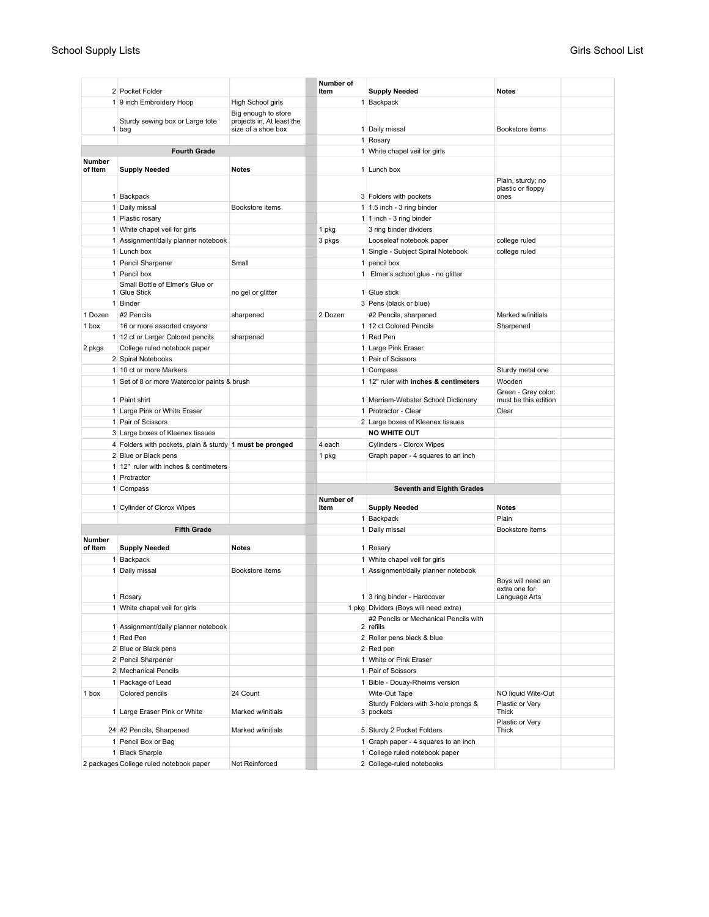| | | |
|---|---|---|
| 2 | Pocket Folder | |
| 1 | 9 inch Embroidery Hoop | High School girls |
| 1 | Sturdy sewing box or Large tote bag | Big enough to store projects in, At least the size of a shoe box |

## Fourth Grade

| Number of Item | Supply Needed | Notes |
|---|---|---|
| 1 | Backpack | |
| 1 | Daily missal | Bookstore items |
| 1 | Plastic rosary | |
| 1 | White chapel veil for girls | |
| 1 | Assignment/daily planner notebook | |
| 1 | Lunch box | |
| 1 | Pencil Sharpener | Small |
| 1 | Pencil box | |
| 1 | Small Bottle of Elmer's Glue or Glue Stick | no gel or glitter |
| 1 | Binder | |
| 1 Dozen | #2 Pencils | sharpened |
| 1 box | 16 or more assorted crayons | |
| 1 | 12 ct or Larger Colored pencils | sharpened |
| 2 pkgs | College ruled notebook paper | |
| 2 | Spiral Notebooks | |
| 1 | 10 ct or more Markers | |
| 1 | Set of 8 or more Watercolor paints & brush | |
| 1 | Paint shirt | |
| 1 | Large Pink or White Eraser | |
| 1 | Pair of Scissors | |
| 3 | Large boxes of Kleenex tissues | |
| 4 | Folders with pockets, plain & sturdy | **1 must be pronged** |
| 2 | Blue or Black pens | |
| 1 | 12" ruler with inches & centimeters | |
| 1 | Protractor | |
| 1 | Compass | |
| 1 | Cylinder of Clorox Wipes | |

## Fifth Grade

| Number of Item | Supply Needed | Notes |
|---|---|---|
| 1 | Backpack | |
| 1 | Daily missal | Bookstore items |
| 1 | Rosary | |
| 1 | White chapel veil for girls | |
| 1 | Assignment/daily planner notebook | |
| 1 | Red Pen | |
| 2 | Blue or Black pens | |
| 2 | Pencil Sharpener | |
| 2 | Mechanical Pencils | |
| 1 | Package of Lead | |
| 1 box | Colored pencils | 24 Count |
| 1 | Large Eraser Pink or White | Marked w/initials |
| 24 | #2 Pencils, Sharpened | Marked w/initials |
| 1 | Pencil Box or Bag | |
| 1 | Black Sharpie | |
| 2 packages | College ruled notebook paper | Not Reinforced |

| Number of Item | Supply Needed | Notes |
|---|---|---|
| 1 | Backpack | |
| 1 | Daily missal | Bookstore items |
| 1 | Rosary | |
| 1 | White chapel veil for girls | |
| 1 | Lunch box | |
| 3 | Folders with pockets | Plain, sturdy; no plastic or floppy ones |
| 1 | 1.5 inch - 3 ring binder | |
| 1 | 1 inch - 3 ring binder | |
| 1 pkg | 3 ring binder dividers | |
| 3 pkgs | Looseleaf notebook paper | college ruled |
| 1 | Single - Subject Spiral Notebook | college ruled |
| 1 | pencil box | |
| 1 | Elmer's school glue - no glitter | |
| 1 | Glue stick | |
| 3 | Pens (black or blue) | |
| 2 Dozen | #2 Pencils, sharpened | Marked w/initials |
| 1 | 12 ct Colored Pencils | Sharpened |
| 1 | Red Pen | |
| 1 | Large Pink Eraser | |
| 1 | Pair of Scissors | |
| 1 | Compass | Sturdy metal one |
| 1 | 12" ruler with **inches & centimeters** | Wooden |
| 1 | Merriam-Webster School Dictionary | Green - Grey color: must be this edition |
| 1 | Protractor - Clear | Clear |
| 2 | Large boxes of Kleenex tissues | |
| | **NO WHITE OUT** | |
| 4 each | Cylinders - Clorox Wipes | |
| 1 pkg | Graph paper - 4 squares to an inch | |

## Seventh and Eighth Grades

| Number of Item | Supply Needed | Notes |
|---|---|---|
| 1 | Backpack | Plain |
| 1 | Daily missal | Bookstore items |
| 1 | Rosary | |
| 1 | White chapel veil for girls | |
| 1 | Assignment/daily planner notebook | |
| 1 | 3 ring binder - Hardcover | Boys will need an extra one for Language Arts |
| 1 pkg | Dividers (Boys will need extra) | |
| 2 | #2 Pencils or Mechanical Pencils with refills | |
| 2 | Roller pens black & blue | |
| 2 | Red pen | |
| 1 | White or Pink Eraser | |
| 1 | Pair of Scissors | |
| 1 | Bible - Douay-Rheims version | |
| | Wite-Out Tape | NO liquid Wite-Out |
| 3 | Sturdy Folders with 3-hole prongs & pockets | Plastic or Very Thick |
| 5 | Sturdy 2 Pocket Folders | Plastic or Very Thick |
| 1 | Graph paper - 4 squares to an inch | |
| 1 | College ruled notebook paper | |
| 2 | College-ruled notebooks | |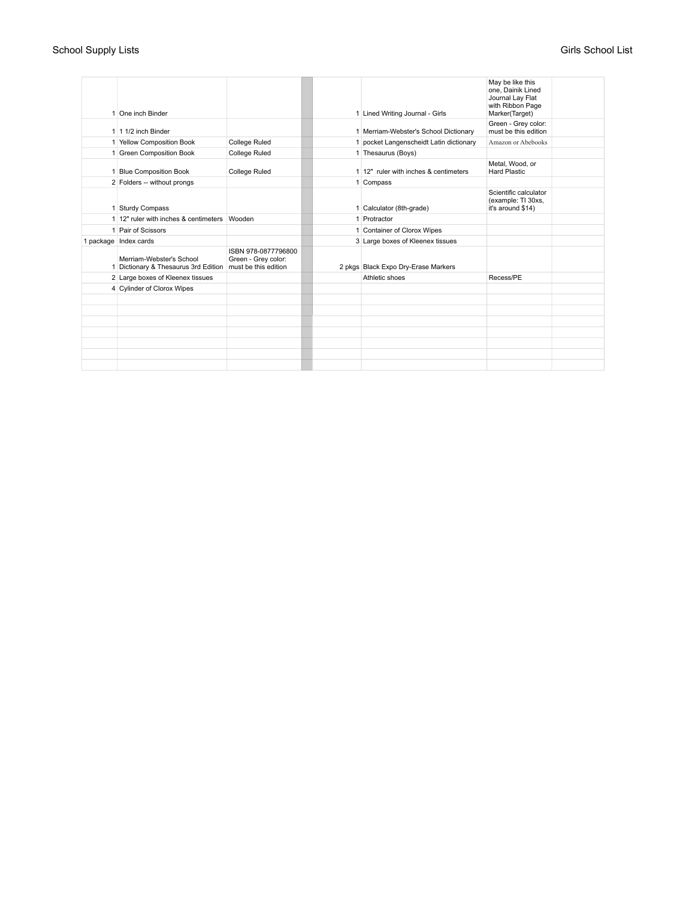| | | | | | | |
|---|---|---|---|---|---|---|
| 1 | One inch Binder | | 1 | Lined Writing Journal - Girls | May be like this one, Dainik Lined Journal Lay Flat with Ribbon Page Marker(Target) | |
| 1 | 1 1/2 inch Binder | | 1 | Merriam-Webster's School Dictionary | Green - Grey color: must be this edition | |
| 1 | Yellow Composition Book | College Ruled | 1 | pocket Langenscheidt Latin dictionary | Amazon or Abebooks | |
| 1 | Green Composition Book | College Ruled | 1 | Thesaurus (Boys) | | |
| 1 | Blue Composition Book | College Ruled | 1 | 12" ruler with inches & centimeters | Metal, Wood, or Hard Plastic | |
| 2 | Folders -- without prongs | | 1 | Compass | | |
| 1 | Sturdy Compass | | 1 | Calculator (8th-grade) | Scientific calculator (example: TI 30xs, it's around $14) | |
| 1 | 12" ruler with inches & centimeters | Wooden | 1 | Protractor | | |
| 1 | Pair of Scissors | | 1 | Container of Clorox Wipes | | |
| 1 package | Index cards | | 3 | Large boxes of Kleenex tissues | | |
| 1 | Merriam-Webster's School Dictionary & Thesaurus 3rd Edition | ISBN 978-0877796800 Green - Grey color: must be this edition | 2 pkgs | Black Expo Dry-Erase Markers | | |
| 2 | Large boxes of Kleenex tissues | | | Athletic shoes | Recess/PE | |
| 4 | Cylinder of Clorox Wipes | | | | | |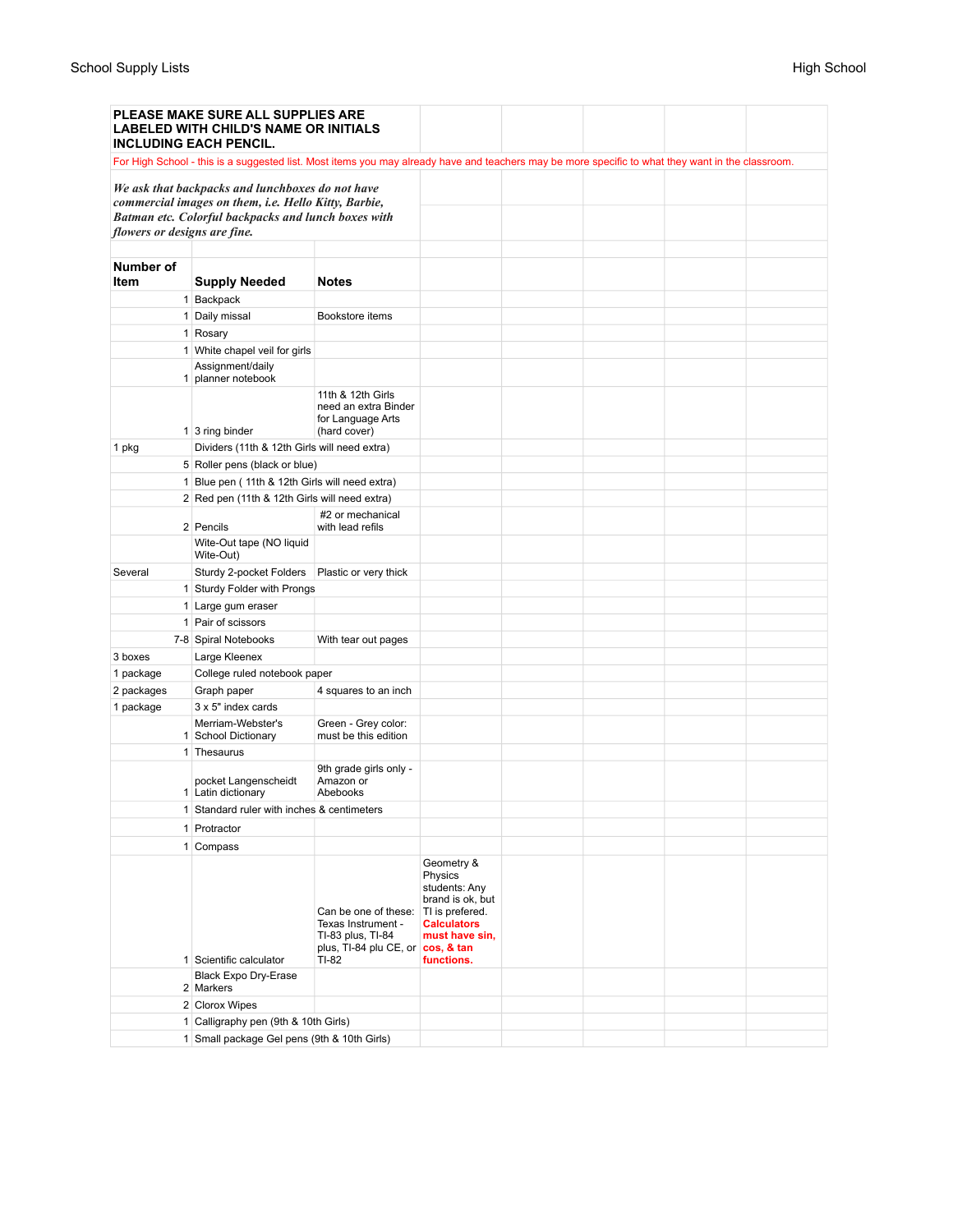**PLEASE MAKE SURE ALL SUPPLIES ARE LABELED WITH CHILD'S NAME OR INITIALS INCLUDING EACH PENCIL.**

For High School - this is a suggested list. Most items you may already have and teachers may be more specific to what they want in the classroom.

***We ask that backpacks and lunchboxes do not have commercial images on them, i.e. Hello Kitty, Barbie, Batman etc. Colorful backpacks and lunch boxes with flowers or designs are fine.***

| Number of Item | Supply Needed | Notes | |
|---|---|---|---|
| 1 | Backpack | | |
| 1 | Daily missal | Bookstore items | |
| 1 | Rosary | | |
| 1 | White chapel veil for girls | | |
| 1 | Assignment/daily planner notebook | | |
| 1 | 3 ring binder | 11th & 12th Girls need an extra Binder for Language Arts (hard cover) | |
| 1 pkg | Dividers (11th & 12th Girls will need extra) | | |
| 5 | Roller pens (black or blue) | | |
| 1 | Blue pen ( 11th & 12th Girls will need extra) | | |
| 2 | Red pen (11th & 12th Girls will need extra) | | |
| 2 | Pencils | #2 or mechanical with lead refils | |
| | Wite-Out tape (NO liquid Wite-Out) | | |
| Several | Sturdy 2-pocket Folders | Plastic or very thick | |
| 1 | Sturdy Folder with Prongs | | |
| 1 | Large gum eraser | | |
| 1 | Pair of scissors | | |
| 7-8 | Spiral Notebooks | With tear out pages | |
| 3 boxes | Large Kleenex | | |
| 1 package | College ruled notebook paper | | |
| 2 packages | Graph paper | 4 squares to an inch | |
| 1 package | 3 x 5" index cards | | |
| 1 | Merriam-Webster's School Dictionary | Green - Grey color: must be this edition | |
| 1 | Thesaurus | | |
| 1 | pocket Langenscheidt Latin dictionary | 9th grade girls only - Amazon or Abebooks | |
| 1 | Standard ruler with inches & centimeters | | |
| 1 | Protractor | | |
| 1 | Compass | | |
| 1 | Scientific calculator | Can be one of these: Texas Instrument - TI-83 plus, TI-84 plus, TI-84 plu CE, or TI-82 | Geometry & Physics students: Any brand is ok, but TI is prefered. **Calculators must have sin, cos, & tan functions.** |
| 2 | Black Expo Dry-Erase Markers | | |
| 2 | Clorox Wipes | | |
| 1 | Calligraphy pen (9th & 10th Girls) | | |
| 1 | Small package Gel pens (9th & 10th Girls) | | |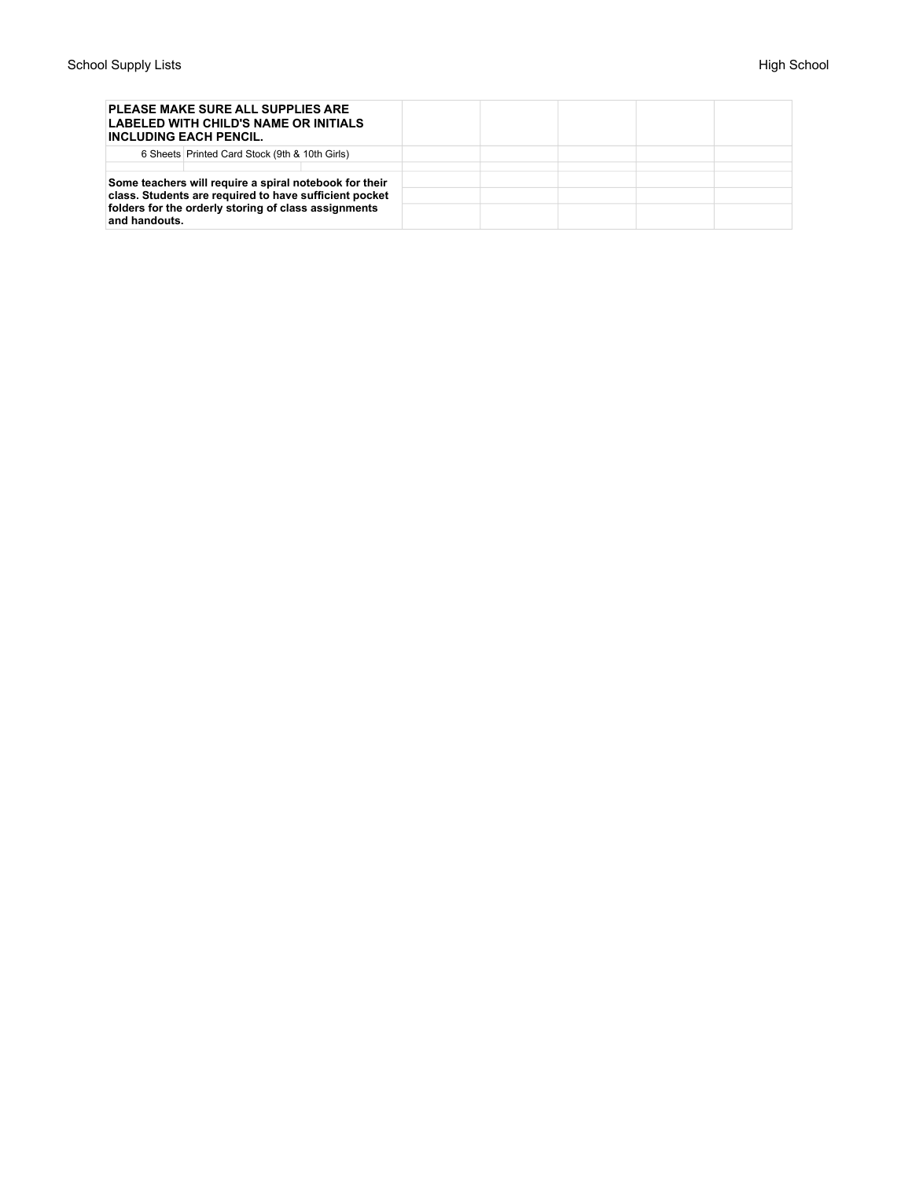| | | | | | | | |
|---|---|---|---|---|---|---|---|
| **PLEASE MAKE SURE ALL SUPPLIES ARE LABELED WITH CHILD'S NAME OR INITIALS INCLUDING EACH PENCIL.** | | | | | | | |
| 6 Sheets | Printed Card Stock (9th & 10th Girls) | | | | | | |
| | | | | | | | |
| **Some teachers will require a spiral notebook for their class. Students are required to have sufficient pocket folders for the orderly storing of class assignments and handouts.** | | | | | | | |